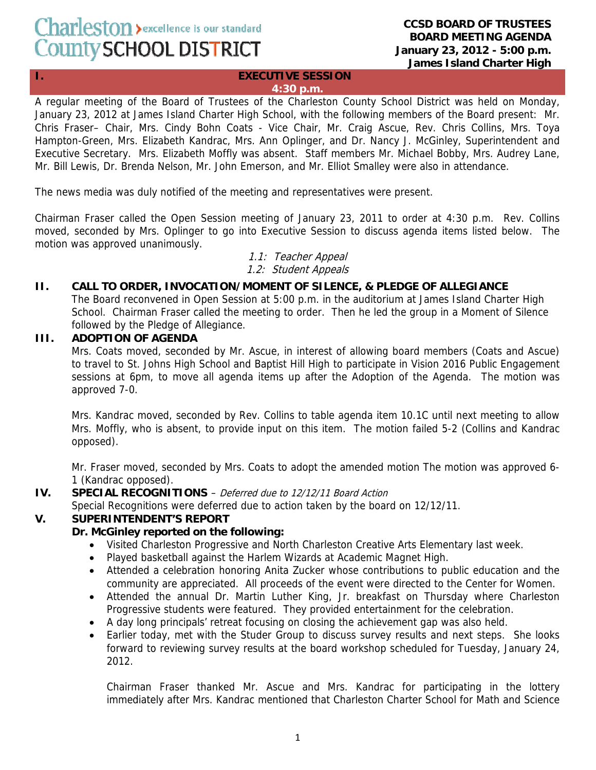Charleston County SCHOOL DISTRICT — excellence is our standard

**CCSD BOARD OF TRUSTEES**
**BOARD MEETING AGENDA**
**January 23, 2012 - 5:00 p.m.**
**James Island Charter High**

## I. EXECUTIVE SESSION
**4:30 p.m.**

A regular meeting of the Board of Trustees of the Charleston County School District was held on Monday, January 23, 2012 at James Island Charter High School, with the following members of the Board present: Mr. Chris Fraser– Chair, Mrs. Cindy Bohn Coats - Vice Chair, Mr. Craig Ascue, Rev. Chris Collins, Mrs. Toya Hampton-Green, Mrs. Elizabeth Kandrac, Mrs. Ann Oplinger, and Dr. Nancy J. McGinley, Superintendent and Executive Secretary. Mrs. Elizabeth Moffly was absent. Staff members Mr. Michael Bobby, Mrs. Audrey Lane, Mr. Bill Lewis, Dr. Brenda Nelson, Mr. John Emerson, and Mr. Elliot Smalley were also in attendance.

The news media was duly notified of the meeting and representatives were present.

Chairman Fraser called the Open Session meeting of January 23, 2011 to order at 4:30 p.m. Rev. Collins moved, seconded by Mrs. Oplinger to go into Executive Session to discuss agenda items listed below. The motion was approved unanimously.

*1.1: Teacher Appeal*
*1.2: Student Appeals*

## II. CALL TO ORDER, INVOCATION/MOMENT OF SILENCE, & PLEDGE OF ALLEGIANCE

The Board reconvened in Open Session at 5:00 p.m. in the auditorium at James Island Charter High School. Chairman Fraser called the meeting to order. Then he led the group in a Moment of Silence followed by the Pledge of Allegiance.

## III. ADOPTION OF AGENDA

Mrs. Coats moved, seconded by Mr. Ascue, in interest of allowing board members (Coats and Ascue) to travel to St. Johns High School and Baptist Hill High to participate in Vision 2016 Public Engagement sessions at 6pm, to move all agenda items up after the Adoption of the Agenda. The motion was approved 7-0.

Mrs. Kandrac moved, seconded by Rev. Collins to table agenda item 10.1C until next meeting to allow Mrs. Moffly, who is absent, to provide input on this item. The motion failed 5-2 (Collins and Kandrac opposed).

Mr. Fraser moved, seconded by Mrs. Coats to adopt the amended motion The motion was approved 6-1 (Kandrac opposed).

## IV. SPECIAL RECOGNITIONS – *Deferred due to 12/12/11 Board Action*

Special Recognitions were deferred due to action taken by the board on 12/12/11.

## V. SUPERINTENDENT'S REPORT

**Dr. McGinley reported on the following:**

- Visited Charleston Progressive and North Charleston Creative Arts Elementary last week.
- Played basketball against the Harlem Wizards at Academic Magnet High.
- Attended a celebration honoring Anita Zucker whose contributions to public education and the community are appreciated. All proceeds of the event were directed to the Center for Women.
- Attended the annual Dr. Martin Luther King, Jr. breakfast on Thursday where Charleston Progressive students were featured. They provided entertainment for the celebration.
- A day long principals' retreat focusing on closing the achievement gap was also held.
- Earlier today, met with the Studer Group to discuss survey results and next steps. She looks forward to reviewing survey results at the board workshop scheduled for Tuesday, January 24, 2012.

Chairman Fraser thanked Mr. Ascue and Mrs. Kandrac for participating in the lottery immediately after Mrs. Kandrac mentioned that Charleston Charter School for Math and Science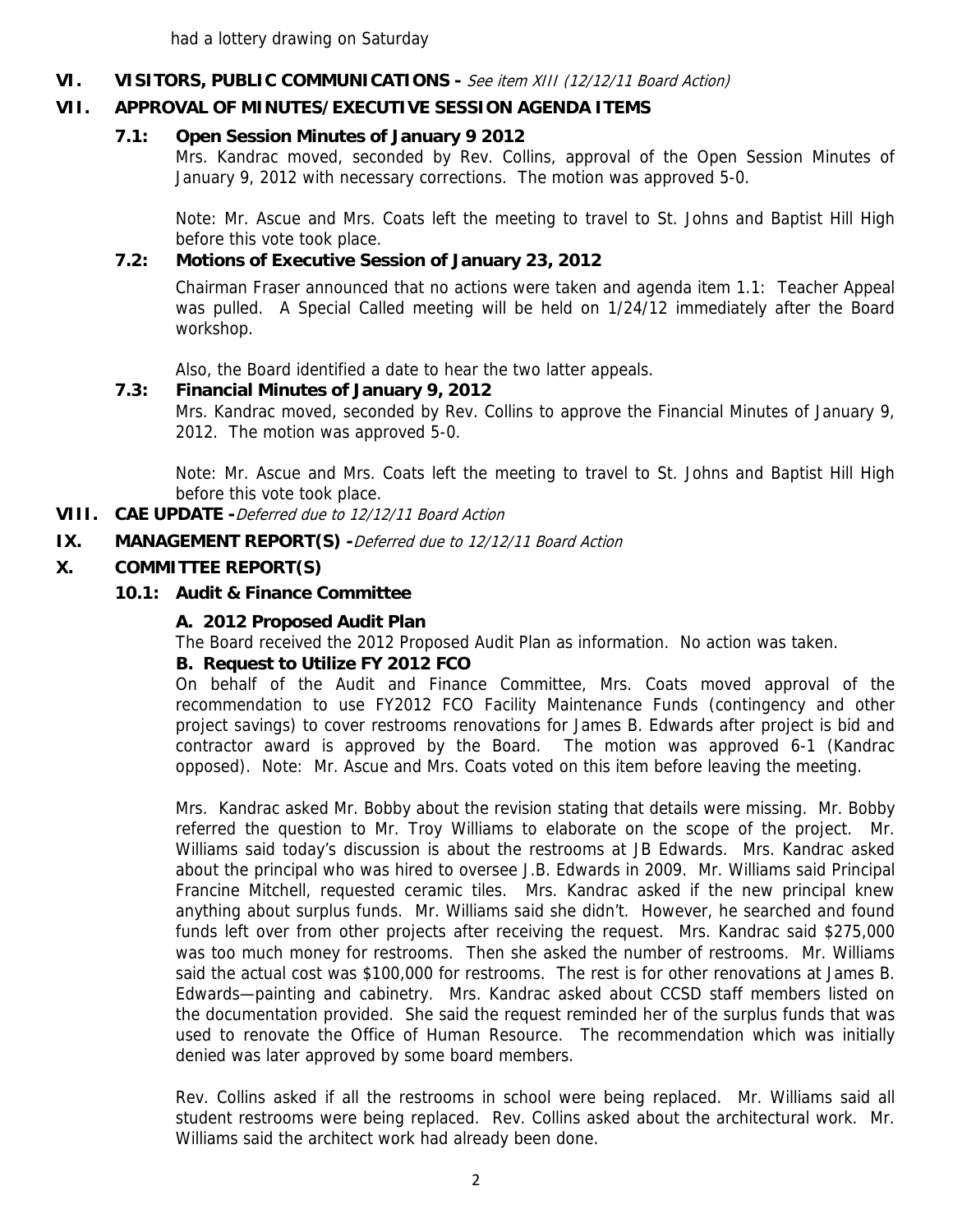had a lottery drawing on Saturday

## VI. VISITORS, PUBLIC COMMUNICATIONS - *See item XIII (12/12/11 Board Action)*

## VII. APPROVAL OF MINUTES/EXECUTIVE SESSION AGENDA ITEMS

### 7.1: Open Session Minutes of January 9 2012

Mrs. Kandrac moved, seconded by Rev. Collins, approval of the Open Session Minutes of January 9, 2012 with necessary corrections. The motion was approved 5-0.

Note: Mr. Ascue and Mrs. Coats left the meeting to travel to St. Johns and Baptist Hill High before this vote took place.

### 7.2: Motions of Executive Session of January 23, 2012

Chairman Fraser announced that no actions were taken and agenda item 1.1: Teacher Appeal was pulled. A Special Called meeting will be held on 1/24/12 immediately after the Board workshop.

Also, the Board identified a date to hear the two latter appeals.

### 7.3: Financial Minutes of January 9, 2012

Mrs. Kandrac moved, seconded by Rev. Collins to approve the Financial Minutes of January 9, 2012. The motion was approved 5-0.

Note: Mr. Ascue and Mrs. Coats left the meeting to travel to St. Johns and Baptist Hill High before this vote took place.

## VIII. CAE UPDATE -*Deferred due to 12/12/11 Board Action*

## IX. MANAGEMENT REPORT(S) -*Deferred due to 12/12/11 Board Action*

## X. COMMITTEE REPORT(S)

### 10.1: Audit & Finance Committee

**A. 2012 Proposed Audit Plan**

The Board received the 2012 Proposed Audit Plan as information. No action was taken.

**B. Request to Utilize FY 2012 FCO**

On behalf of the Audit and Finance Committee, Mrs. Coats moved approval of the recommendation to use FY2012 FCO Facility Maintenance Funds (contingency and other project savings) to cover restrooms renovations for James B. Edwards after project is bid and contractor award is approved by the Board. The motion was approved 6-1 (Kandrac opposed). Note: Mr. Ascue and Mrs. Coats voted on this item before leaving the meeting.

Mrs. Kandrac asked Mr. Bobby about the revision stating that details were missing. Mr. Bobby referred the question to Mr. Troy Williams to elaborate on the scope of the project. Mr. Williams said today's discussion is about the restrooms at JB Edwards. Mrs. Kandrac asked about the principal who was hired to oversee J.B. Edwards in 2009. Mr. Williams said Principal Francine Mitchell, requested ceramic tiles. Mrs. Kandrac asked if the new principal knew anything about surplus funds. Mr. Williams said she didn't. However, he searched and found funds left over from other projects after receiving the request. Mrs. Kandrac said $275,000 was too much money for restrooms. Then she asked the number of restrooms. Mr. Williams said the actual cost was $100,000 for restrooms. The rest is for other renovations at James B. Edwards—painting and cabinetry. Mrs. Kandrac asked about CCSD staff members listed on the documentation provided. She said the request reminded her of the surplus funds that was used to renovate the Office of Human Resource. The recommendation which was initially denied was later approved by some board members.

Rev. Collins asked if all the restrooms in school were being replaced. Mr. Williams said all student restrooms were being replaced. Rev. Collins asked about the architectural work. Mr. Williams said the architect work had already been done.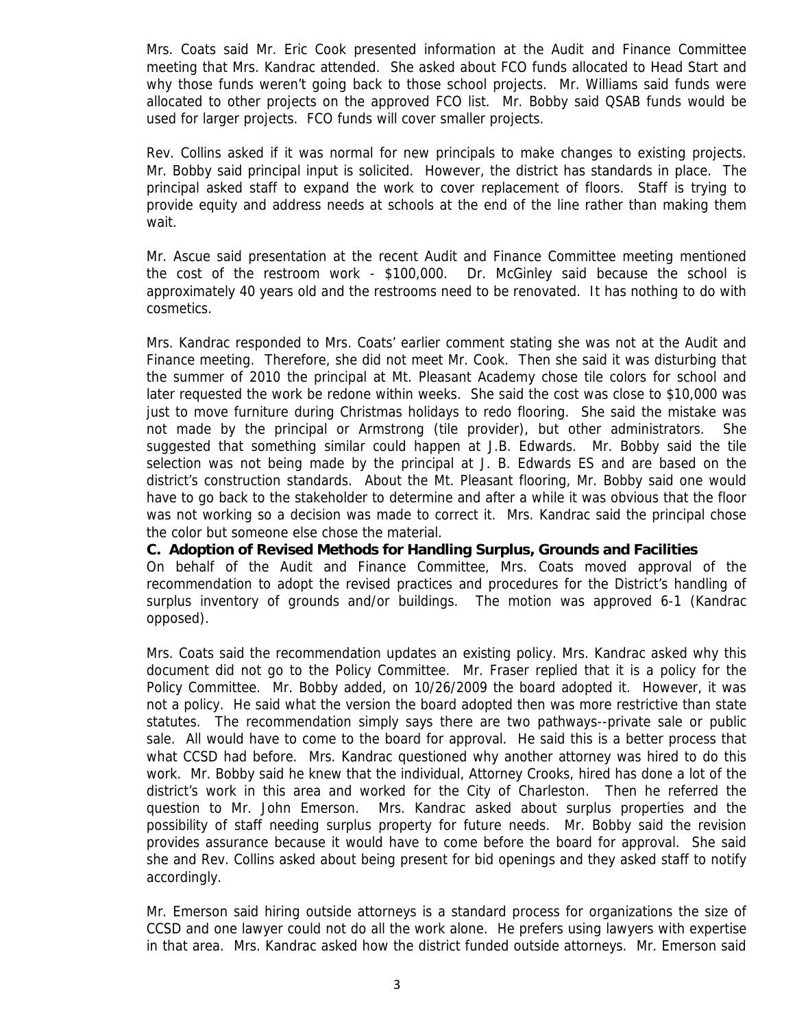Mrs. Coats said Mr. Eric Cook presented information at the Audit and Finance Committee meeting that Mrs. Kandrac attended. She asked about FCO funds allocated to Head Start and why those funds weren't going back to those school projects. Mr. Williams said funds were allocated to other projects on the approved FCO list. Mr. Bobby said QSAB funds would be used for larger projects. FCO funds will cover smaller projects.

Rev. Collins asked if it was normal for new principals to make changes to existing projects. Mr. Bobby said principal input is solicited. However, the district has standards in place. The principal asked staff to expand the work to cover replacement of floors. Staff is trying to provide equity and address needs at schools at the end of the line rather than making them wait.

Mr. Ascue said presentation at the recent Audit and Finance Committee meeting mentioned the cost of the restroom work - $100,000. Dr. McGinley said because the school is approximately 40 years old and the restrooms need to be renovated. It has nothing to do with cosmetics.

Mrs. Kandrac responded to Mrs. Coats' earlier comment stating she was not at the Audit and Finance meeting. Therefore, she did not meet Mr. Cook. Then she said it was disturbing that the summer of 2010 the principal at Mt. Pleasant Academy chose tile colors for school and later requested the work be redone within weeks. She said the cost was close to $10,000 was just to move furniture during Christmas holidays to redo flooring. She said the mistake was not made by the principal or Armstrong (tile provider), but other administrators. She suggested that something similar could happen at J.B. Edwards. Mr. Bobby said the tile selection was not being made by the principal at J. B. Edwards ES and are based on the district's construction standards. About the Mt. Pleasant flooring, Mr. Bobby said one would have to go back to the stakeholder to determine and after a while it was obvious that the floor was not working so a decision was made to correct it. Mrs. Kandrac said the principal chose the color but someone else chose the material.

**C. Adoption of Revised Methods for Handling Surplus, Grounds and Facilities**

On behalf of the Audit and Finance Committee, Mrs. Coats moved approval of the recommendation to adopt the revised practices and procedures for the District's handling of surplus inventory of grounds and/or buildings. The motion was approved 6-1 (Kandrac opposed).

Mrs. Coats said the recommendation updates an existing policy. Mrs. Kandrac asked why this document did not go to the Policy Committee. Mr. Fraser replied that it is a policy for the Policy Committee. Mr. Bobby added, on 10/26/2009 the board adopted it. However, it was not a policy. He said what the version the board adopted then was more restrictive than state statutes. The recommendation simply says there are two pathways--private sale or public sale. All would have to come to the board for approval. He said this is a better process that what CCSD had before. Mrs. Kandrac questioned why another attorney was hired to do this work. Mr. Bobby said he knew that the individual, Attorney Crooks, hired has done a lot of the district's work in this area and worked for the City of Charleston. Then he referred the question to Mr. John Emerson. Mrs. Kandrac asked about surplus properties and the possibility of staff needing surplus property for future needs. Mr. Bobby said the revision provides assurance because it would have to come before the board for approval. She said she and Rev. Collins asked about being present for bid openings and they asked staff to notify accordingly.

Mr. Emerson said hiring outside attorneys is a standard process for organizations the size of CCSD and one lawyer could not do all the work alone. He prefers using lawyers with expertise in that area. Mrs. Kandrac asked how the district funded outside attorneys. Mr. Emerson said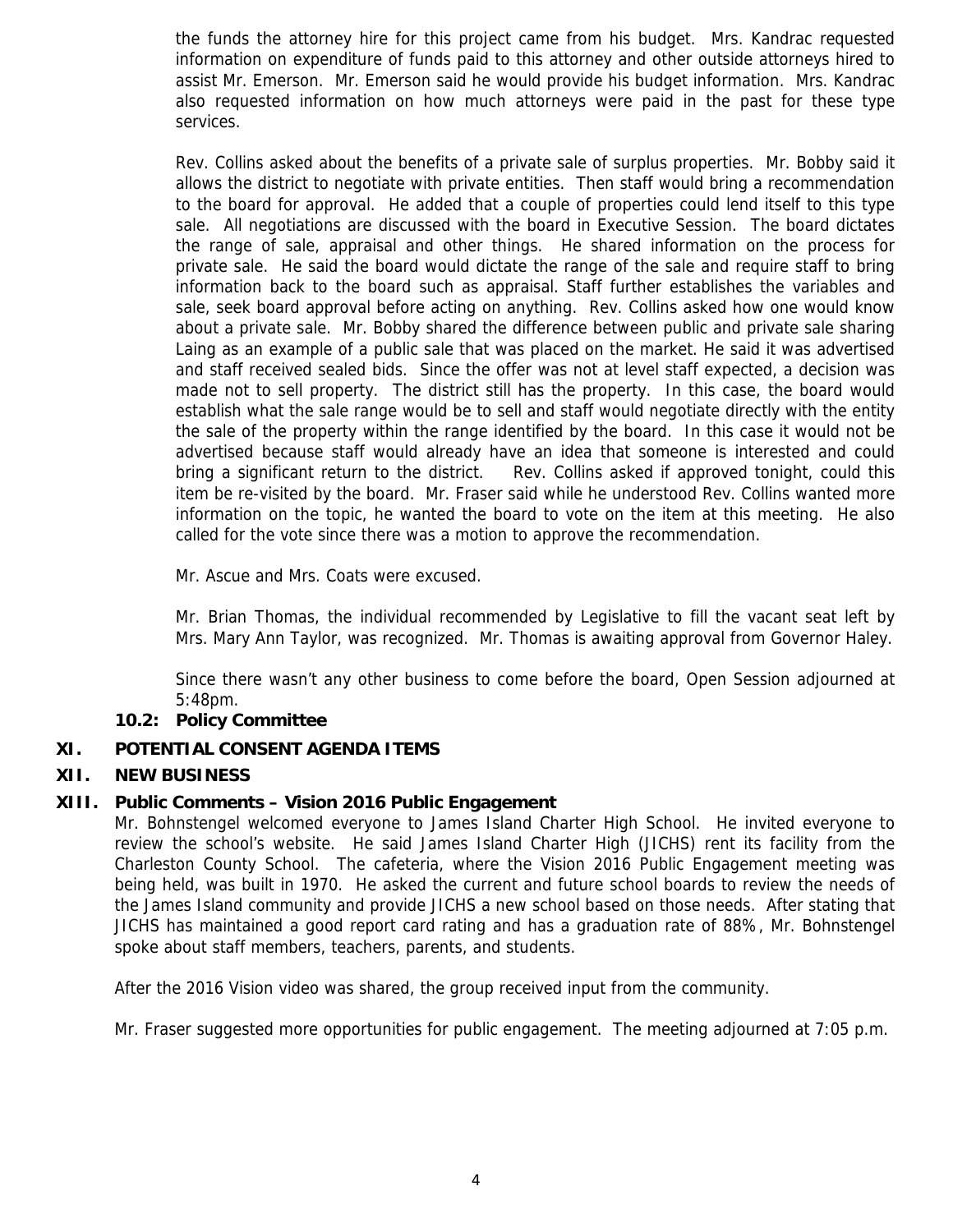the funds the attorney hire for this project came from his budget. Mrs. Kandrac requested information on expenditure of funds paid to this attorney and other outside attorneys hired to assist Mr. Emerson. Mr. Emerson said he would provide his budget information. Mrs. Kandrac also requested information on how much attorneys were paid in the past for these type services.

Rev. Collins asked about the benefits of a private sale of surplus properties. Mr. Bobby said it allows the district to negotiate with private entities. Then staff would bring a recommendation to the board for approval. He added that a couple of properties could lend itself to this type sale. All negotiations are discussed with the board in Executive Session. The board dictates the range of sale, appraisal and other things. He shared information on the process for private sale. He said the board would dictate the range of the sale and require staff to bring information back to the board such as appraisal. Staff further establishes the variables and sale, seek board approval before acting on anything. Rev. Collins asked how one would know about a private sale. Mr. Bobby shared the difference between public and private sale sharing Laing as an example of a public sale that was placed on the market. He said it was advertised and staff received sealed bids. Since the offer was not at level staff expected, a decision was made not to sell property. The district still has the property. In this case, the board would establish what the sale range would be to sell and staff would negotiate directly with the entity the sale of the property within the range identified by the board. In this case it would not be advertised because staff would already have an idea that someone is interested and could bring a significant return to the district. Rev. Collins asked if approved tonight, could this item be re-visited by the board. Mr. Fraser said while he understood Rev. Collins wanted more information on the topic, he wanted the board to vote on the item at this meeting. He also called for the vote since there was a motion to approve the recommendation.

Mr. Ascue and Mrs. Coats were excused.

Mr. Brian Thomas, the individual recommended by Legislative to fill the vacant seat left by Mrs. Mary Ann Taylor, was recognized. Mr. Thomas is awaiting approval from Governor Haley.

Since there wasn't any other business to come before the board, Open Session adjourned at 5:48pm.

**10.2: Policy Committee**

## XI. POTENTIAL CONSENT AGENDA ITEMS

## XII. NEW BUSINESS

## XIII. Public Comments – Vision 2016 Public Engagement

Mr. Bohnstengel welcomed everyone to James Island Charter High School. He invited everyone to review the school's website. He said James Island Charter High (JICHS) rent its facility from the Charleston County School. The cafeteria, where the Vision 2016 Public Engagement meeting was being held, was built in 1970. He asked the current and future school boards to review the needs of the James Island community and provide JICHS a new school based on those needs. After stating that JICHS has maintained a good report card rating and has a graduation rate of 88%, Mr. Bohnstengel spoke about staff members, teachers, parents, and students.

After the 2016 Vision video was shared, the group received input from the community.

Mr. Fraser suggested more opportunities for public engagement. The meeting adjourned at 7:05 p.m.